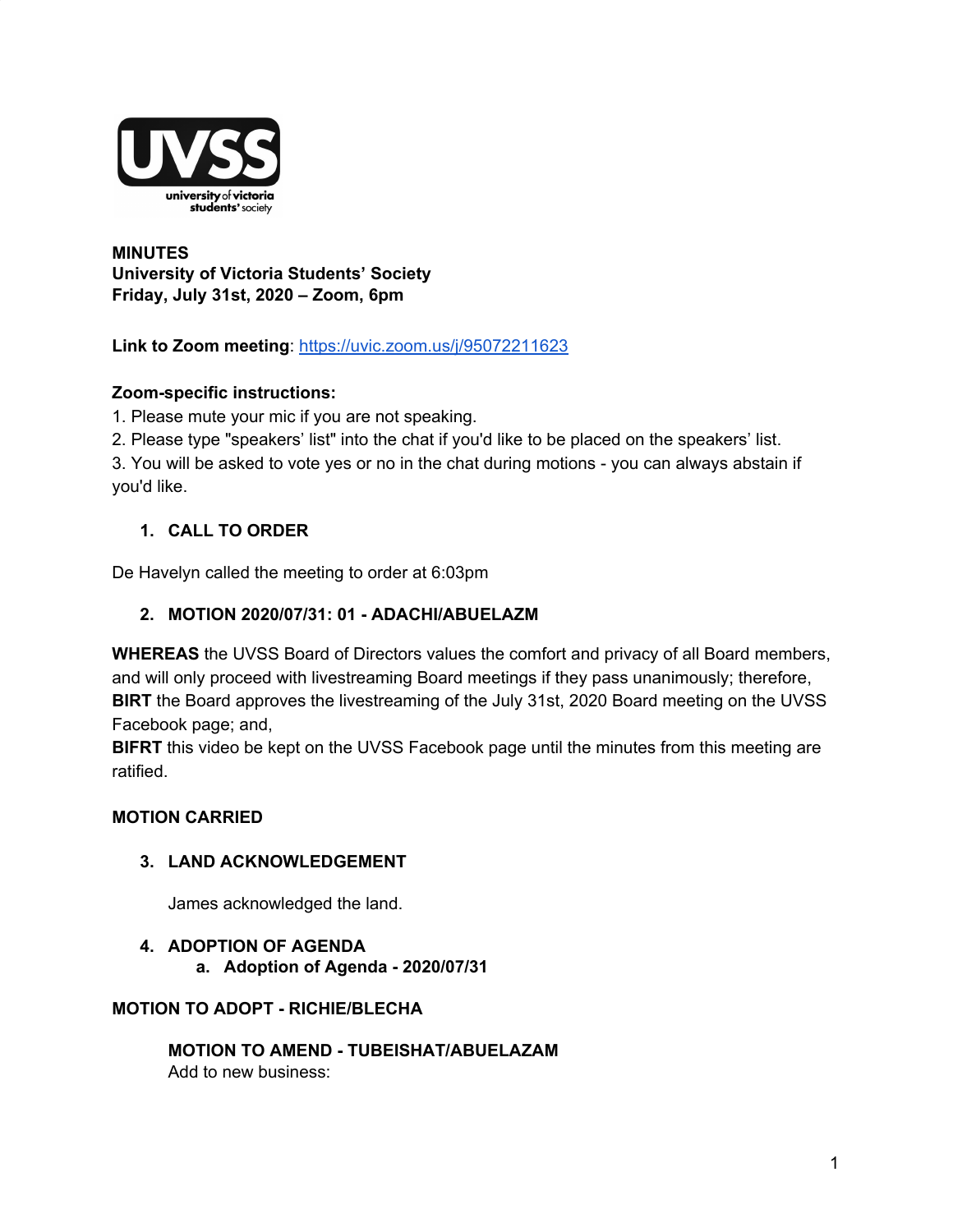**MINUTES**
**University of Victoria Students' Society**
**Friday, July 31st, 2020 – Zoom, 6pm**

**Link to Zoom meeting**: https://uvic.zoom.us/j/95072211623

**Zoom-specific instructions:**
1. Please mute your mic if you are not speaking.
2. Please type "speakers' list" into the chat if you'd like to be placed on the speakers' list.
3. You will be asked to vote yes or no in the chat during motions - you can always abstain if you'd like.

## 1. CALL TO ORDER

De Havelyn called the meeting to order at 6:03pm

## 2. MOTION 2020/07/31: 01 - ADACHI/ABUELAZM

**WHEREAS** the UVSS Board of Directors values the comfort and privacy of all Board members, and will only proceed with livestreaming Board meetings if they pass unanimously; therefore,
**BIRT** the Board approves the livestreaming of the July 31st, 2020 Board meeting on the UVSS Facebook page; and,
**BIFRT** this video be kept on the UVSS Facebook page until the minutes from this meeting are ratified.

**MOTION CARRIED**

## 3. LAND ACKNOWLEDGEMENT

James acknowledged the land.

## 4. ADOPTION OF AGENDA

### a. Adoption of Agenda - 2020/07/31

**MOTION TO ADOPT - RICHIE/BLECHA**

**MOTION TO AMEND - TUBEISHAT/ABUELAZAM**
Add to new business: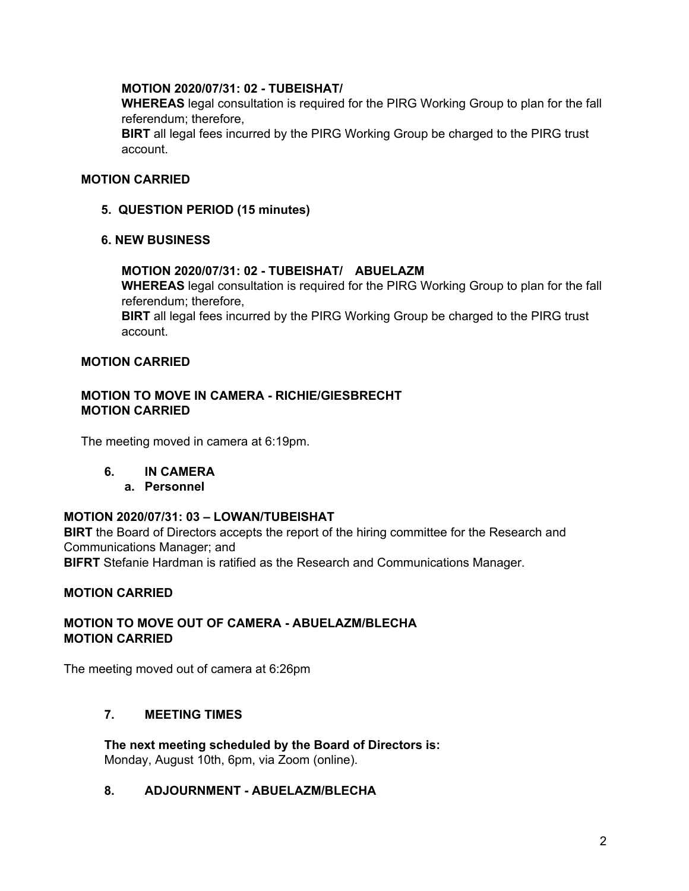**MOTION 2020/07/31: 02 - TUBEISHAT/**
**WHEREAS** legal consultation is required for the PIRG Working Group to plan for the fall referendum; therefore,
**BIRT** all legal fees incurred by the PIRG Working Group be charged to the PIRG trust account.

**MOTION CARRIED**

**5. QUESTION PERIOD (15 minutes)**

**6. NEW BUSINESS**

**MOTION 2020/07/31: 02 - TUBEISHAT/ ABUELAZM**
**WHEREAS** legal consultation is required for the PIRG Working Group to plan for the fall referendum; therefore,
**BIRT** all legal fees incurred by the PIRG Working Group be charged to the PIRG trust account.

**MOTION CARRIED**

**MOTION TO MOVE IN CAMERA - RICHIE/GIESBRECHT**
**MOTION CARRIED**

The meeting moved in camera at 6:19pm.

**6. IN CAMERA**

**a. Personnel**

**MOTION 2020/07/31: 03 – LOWAN/TUBEISHAT**
**BIRT** the Board of Directors accepts the report of the hiring committee for the Research and Communications Manager; and
**BIFRT** Stefanie Hardman is ratified as the Research and Communications Manager.

**MOTION CARRIED**

**MOTION TO MOVE OUT OF CAMERA - ABUELAZM/BLECHA**
**MOTION CARRIED**

The meeting moved out of camera at 6:26pm

**7. MEETING TIMES**

**The next meeting scheduled by the Board of Directors is:**
Monday, August 10th, 6pm, via Zoom (online).

**8. ADJOURNMENT - ABUELAZM/BLECHA**